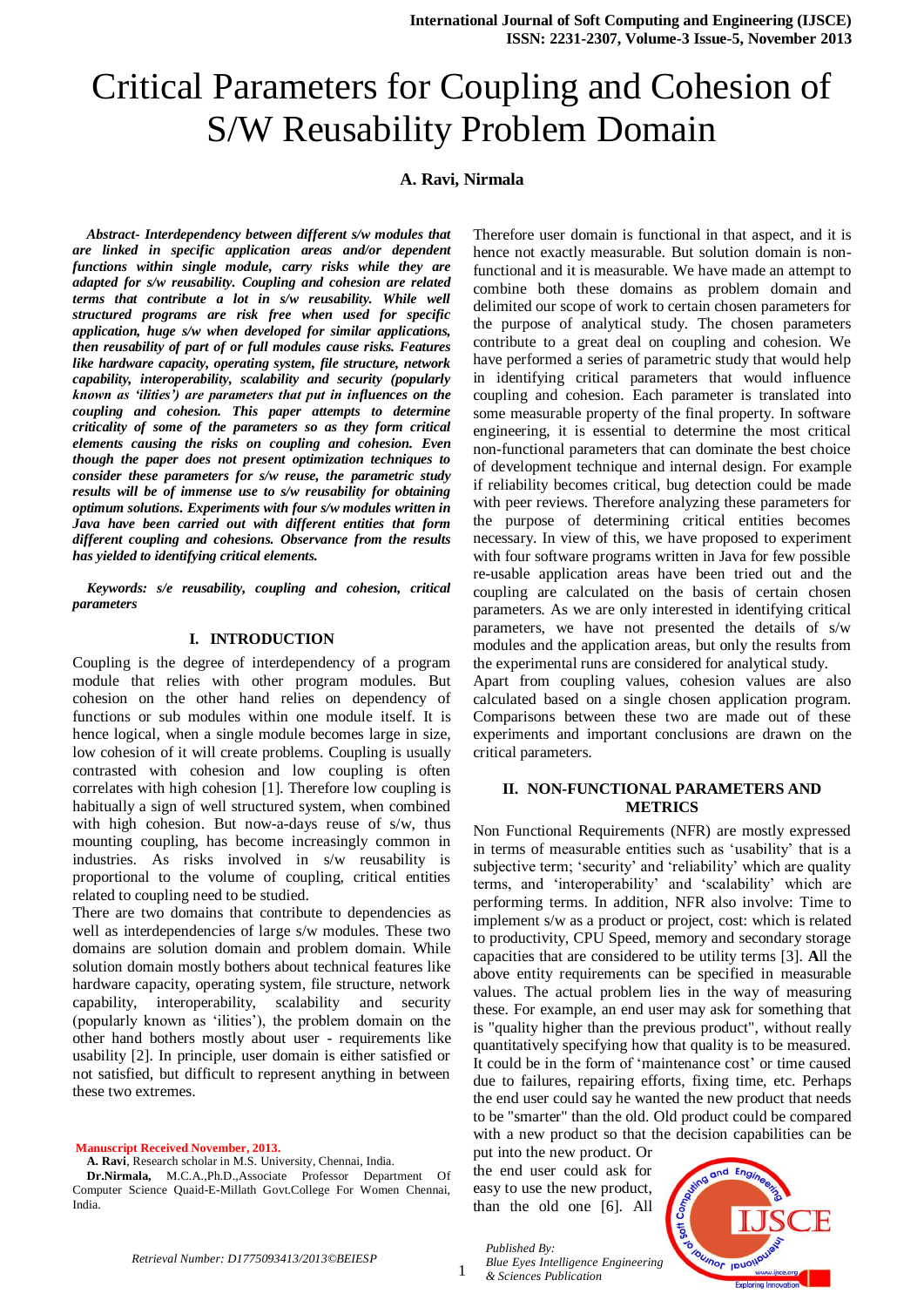# Critical Parameters for Coupling and Cohesion of S/W Reusability Problem Domain

**A. Ravi, Nirmala**

***Abstract- Interdependency between different s/w modules that are linked in specific application areas and/or dependent functions within single module, carry risks while they are adapted for s/w reusability. Coupling and cohesion are related terms that contribute a lot in s/w reusability. While well structured programs are risk free when used for specific application, huge s/w when developed for similar applications, then reusability of part of or full modules cause risks. Features like hardware capacity, operating system, file structure, network capability, interoperability, scalability and security (popularly known as 'ilities') are parameters that put in influences on the coupling and cohesion. This paper attempts to determine criticality of some of the parameters so as they form critical elements causing the risks on coupling and cohesion. Even though the paper does not present optimization techniques to consider these parameters for s/w reuse, the parametric study results will be of immense use to s/w reusability for obtaining optimum solutions. Experiments with four s/w modules written in Java have been carried out with different entities that form different coupling and cohesions. Observance from the results has yielded to identifying critical elements.***

***Keywords: s/e reusability, coupling and cohesion, critical parameters***

## I. INTRODUCTION

Coupling is the degree of interdependency of a program module that relies with other program modules. But cohesion on the other hand relies on dependency of functions or sub modules within one module itself. It is hence logical, when a single module becomes large in size, low cohesion of it will create problems. Coupling is usually contrasted with cohesion and low coupling is often correlates with high cohesion [1]. Therefore low coupling is habitually a sign of well structured system, when combined with high cohesion. But now-a-days reuse of s/w, thus mounting coupling, has become increasingly common in industries. As risks involved in s/w reusability is proportional to the volume of coupling, critical entities related to coupling need to be studied.

There are two domains that contribute to dependencies as well as interdependencies of large s/w modules. These two domains are solution domain and problem domain. While solution domain mostly bothers about technical features like hardware capacity, operating system, file structure, network capability, interoperability, scalability and security (popularly known as 'ilities'), the problem domain on the other hand bothers mostly about user - requirements like usability [2]. In principle, user domain is either satisfied or not satisfied, but difficult to represent anything in between these two extremes.

Therefore user domain is functional in that aspect, and it is hence not exactly measurable. But solution domain is non-functional and it is measurable. We have made an attempt to combine both these domains as problem domain and delimited our scope of work to certain chosen parameters for the purpose of analytical study. The chosen parameters contribute to a great deal on coupling and cohesion. We have performed a series of parametric study that would help in identifying critical parameters that would influence coupling and cohesion. Each parameter is translated into some measurable property of the final property. In software engineering, it is essential to determine the most critical non-functional parameters that can dominate the best choice of development technique and internal design. For example if reliability becomes critical, bug detection could be made with peer reviews. Therefore analyzing these parameters for the purpose of determining critical entities becomes necessary. In view of this, we have proposed to experiment with four software programs written in Java for few possible re-usable application areas have been tried out and the coupling are calculated on the basis of certain chosen parameters. As we are only interested in identifying critical parameters, we have not presented the details of s/w modules and the application areas, but only the results from the experimental runs are considered for analytical study.

Apart from coupling values, cohesion values are also calculated based on a single chosen application program. Comparisons between these two are made out of these experiments and important conclusions are drawn on the critical parameters.

## II. NON-FUNCTIONAL PARAMETERS AND METRICS

Non Functional Requirements (NFR) are mostly expressed in terms of measurable entities such as 'usability' that is a subjective term; 'security' and 'reliability' which are quality terms, and 'interoperability' and 'scalability' which are performing terms. In addition, NFR also involve: Time to implement s/w as a product or project, cost: which is related to productivity, CPU Speed, memory and secondary storage capacities that are considered to be utility terms [3]. **A**ll the above entity requirements can be specified in measurable values. The actual problem lies in the way of measuring these. For example, an end user may ask for something that is "quality higher than the previous product", without really quantitatively specifying how that quality is to be measured. It could be in the form of 'maintenance cost' or time caused due to failures, repairing efforts, fixing time, etc. Perhaps the end user could say he wanted the new product that needs to be "smarter" than the old. Old product could be compared with a new product so that the decision capabilities can be put into the new product. Or the end user could ask for easy to use the new product, than the old one [6]. All

**Manuscript Received November, 2013.**

**A. Ravi**, Research scholar in M.S. University, Chennai, India.

**Dr.Nirmala,** M.C.A.,Ph.D.,Associate Professor Department Of Computer Science Quaid-E-Millath Govt.College For Women Chennai, India.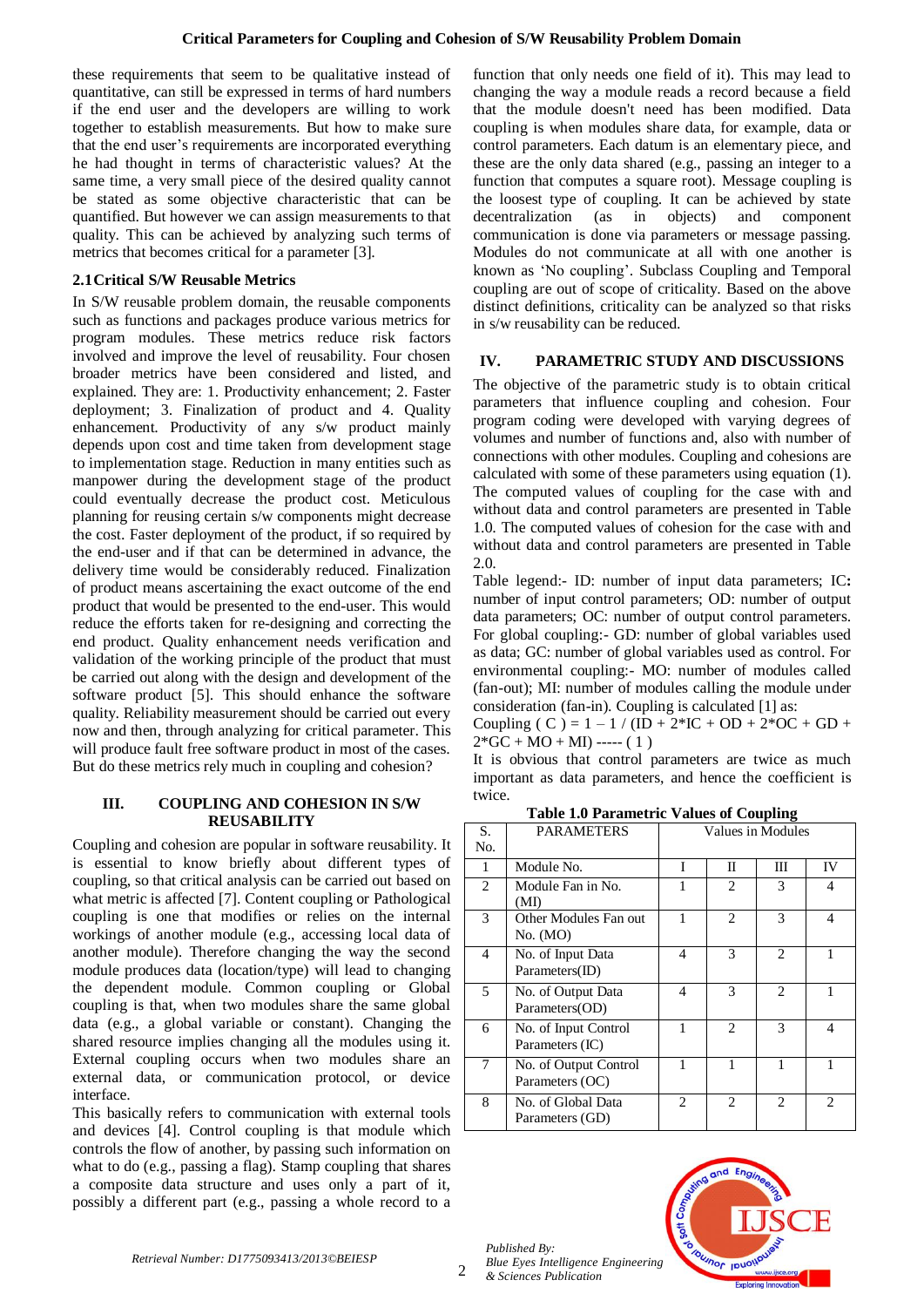these requirements that seem to be qualitative instead of quantitative, can still be expressed in terms of hard numbers if the end user and the developers are willing to work together to establish measurements. But how to make sure that the end user's requirements are incorporated everything he had thought in terms of characteristic values? At the same time, a very small piece of the desired quality cannot be stated as some objective characteristic that can be quantified. But however we can assign measurements to that quality. This can be achieved by analyzing such terms of metrics that becomes critical for a parameter [3].

### 2.1 Critical S/W Reusable Metrics

In S/W reusable problem domain, the reusable components such as functions and packages produce various metrics for program modules. These metrics reduce risk factors involved and improve the level of reusability. Four chosen broader metrics have been considered and listed, and explained. They are: 1. Productivity enhancement; 2. Faster deployment; 3. Finalization of product and 4. Quality enhancement. Productivity of any s/w product mainly depends upon cost and time taken from development stage to implementation stage. Reduction in many entities such as manpower during the development stage of the product could eventually decrease the product cost. Meticulous planning for reusing certain s/w components might decrease the cost. Faster deployment of the product, if so required by the end-user and if that can be determined in advance, the delivery time would be considerably reduced. Finalization of product means ascertaining the exact outcome of the end product that would be presented to the end-user. This would reduce the efforts taken for re-designing and correcting the end product. Quality enhancement needs verification and validation of the working principle of the product that must be carried out along with the design and development of the software product [5]. This should enhance the software quality. Reliability measurement should be carried out every now and then, through analyzing for critical parameter. This will produce fault free software product in most of the cases. But do these metrics rely much in coupling and cohesion?

## III. COUPLING AND COHESION IN S/W REUSABILITY

Coupling and cohesion are popular in software reusability. It is essential to know briefly about different types of coupling, so that critical analysis can be carried out based on what metric is affected [7]. Content coupling or Pathological coupling is one that modifies or relies on the internal workings of another module (e.g., accessing local data of another module). Therefore changing the way the second module produces data (location/type) will lead to changing the dependent module. Common coupling or Global coupling is that, when two modules share the same global data (e.g., a global variable or constant). Changing the shared resource implies changing all the modules using it. External coupling occurs when two modules share an external data, or communication protocol, or device interface.

This basically refers to communication with external tools and devices [4]. Control coupling is that module which controls the flow of another, by passing such information on what to do (e.g., passing a flag). Stamp coupling that shares a composite data structure and uses only a part of it, possibly a different part (e.g., passing a whole record to a function that only needs one field of it). This may lead to changing the way a module reads a record because a field that the module doesn't need has been modified. Data coupling is when modules share data, for example, data or control parameters. Each datum is an elementary piece, and these are the only data shared (e.g., passing an integer to a function that computes a square root). Message coupling is the loosest type of coupling. It can be achieved by state decentralization (as in objects) and component communication is done via parameters or message passing. Modules do not communicate at all with one another is known as 'No coupling'. Subclass Coupling and Temporal coupling are out of scope of criticality. Based on the above distinct definitions, criticality can be analyzed so that risks in s/w reusability can be reduced.

## IV. PARAMETRIC STUDY AND DISCUSSIONS

The objective of the parametric study is to obtain critical parameters that influence coupling and cohesion. Four program coding were developed with varying degrees of volumes and number of functions and, also with number of connections with other modules. Coupling and cohesions are calculated with some of these parameters using equation (1). The computed values of coupling for the case with and without data and control parameters are presented in Table 1.0. The computed values of cohesion for the case with and without data and control parameters are presented in Table 2.0.

Table legend:- ID: number of input data parameters; IC**:** number of input control parameters; OD: number of output data parameters; OC: number of output control parameters. For global coupling:- GD: number of global variables used as data; GC: number of global variables used as control. For environmental coupling:- MO: number of modules called (fan-out); MI: number of modules calling the module under consideration (fan-in). Coupling is calculated [1] as:

$$\text{Coupling ( C )} = 1 - 1 / (ID + 2*IC + OD + 2*OC + GD + 2*GC + MO + MI) \quad \text{----- ( 1 )}$$

It is obvious that control parameters are twice as much important as data parameters, and hence the coefficient is twice.

**Table 1.0 Parametric Values of Coupling**

| S. No. | PARAMETERS | Values in Modules | | | |
|---|---|---|---|---|---|
| 1 | Module No. | I | II | III | IV |
| 2 | Module Fan in No. (MI) | 1 | 2 | 3 | 4 |
| 3 | Other Modules Fan out No. (MO) | 1 | 2 | 3 | 4 |
| 4 | No. of Input Data Parameters(ID) | 4 | 3 | 2 | 1 |
| 5 | No. of Output Data Parameters(OD) | 4 | 3 | 2 | 1 |
| 6 | No. of Input Control Parameters (IC) | 1 | 2 | 3 | 4 |
| 7 | No. of Output Control Parameters (OC) | 1 | 1 | 1 | 1 |
| 8 | No. of Global Data Parameters (GD) | 2 | 2 | 2 | 2 |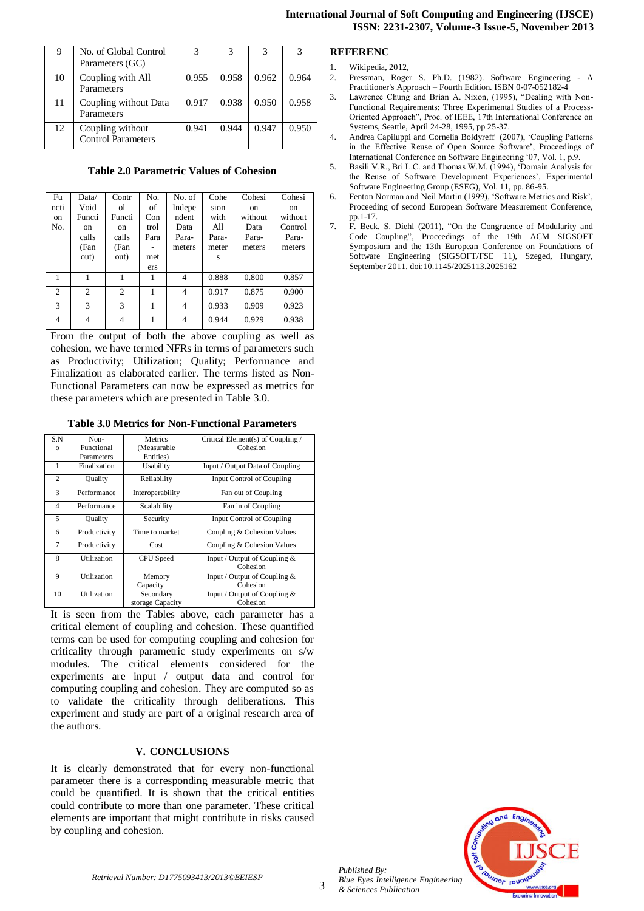| | | | | | |
|---|---|---|---|---|---|
| 9 | No. of Global Control Parameters (GC) | 3 | 3 | 3 | 3 |
| 10 | Coupling with All Parameters | 0.955 | 0.958 | 0.962 | 0.964 |
| 11 | Coupling without Data Parameters | 0.917 | 0.938 | 0.950 | 0.958 |
| 12 | Coupling without Control Parameters | 0.941 | 0.944 | 0.947 | 0.950 |

**Table 2.0 Parametric Values of Cohesion**

| Function No. | Data/ Void Function calls (Fan out) | Control Function calls (Fan out) | No. of Control Para-meters | No. of Independent Data Para-meters | Cohesion with All Para-meters | Cohesion without Data Para-meters | Cohesion without Control Para-meters |
|---|---|---|---|---|---|---|---|
| 1 | 1 | 1 | 1 | 4 | 0.888 | 0.800 | 0.857 |
| 2 | 2 | 2 | 1 | 4 | 0.917 | 0.875 | 0.900 |
| 3 | 3 | 3 | 1 | 4 | 0.933 | 0.909 | 0.923 |
| 4 | 4 | 4 | 1 | 4 | 0.944 | 0.929 | 0.938 |

From the output of both the above coupling as well as cohesion, we have termed NFRs in terms of parameters such as Productivity; Utilization; Quality; Performance and Finalization as elaborated earlier. The terms listed as Non-Functional Parameters can now be expressed as metrics for these parameters which are presented in Table 3.0.

**Table 3.0 Metrics for Non-Functional Parameters**

| S.No | Non-Functional Parameters | Metrics (Measurable Entities) | Critical Element(s) of Coupling / Cohesion |
|---|---|---|---|
| 1 | Finalization | Usability | Input / Output Data of Coupling |
| 2 | Quality | Reliability | Input Control of Coupling |
| 3 | Performance | Interoperability | Fan out of Coupling |
| 4 | Performance | Scalability | Fan in of Coupling |
| 5 | Quality | Security | Input Control of Coupling |
| 6 | Productivity | Time to market | Coupling & Cohesion Values |
| 7 | Productivity | Cost | Coupling & Cohesion Values |
| 8 | Utilization | CPU Speed | Input / Output of Coupling & Cohesion |
| 9 | Utilization | Memory Capacity | Input / Output of Coupling & Cohesion |
| 10 | Utilization | Secondary storage Capacity | Input / Output of Coupling & Cohesion |

It is seen from the Tables above, each parameter has a critical element of coupling and cohesion. These quantified terms can be used for computing coupling and cohesion for criticality through parametric study experiments on s/w modules. The critical elements considered for the experiments are input / output data and control for computing coupling and cohesion. They are computed so as to validate the criticality through deliberations. This experiment and study are part of a original research area of the authors.

## V. CONCLUSIONS

It is clearly demonstrated that for every non-functional parameter there is a corresponding measurable metric that could be quantified. It is shown that the critical entities could contribute to more than one parameter. These critical elements are important that might contribute in risks caused by coupling and cohesion.

## REFERENC

1. Wikipedia, 2012,
2. Pressman, Roger S. Ph.D. (1982). Software Engineering - A Practitioner's Approach – Fourth Edition. ISBN 0-07-052182-4
3. Lawrence Chung and Brian A. Nixon, (1995), "Dealing with Non-Functional Requirements: Three Experimental Studies of a Process-Oriented Approach", Proc. of IEEE, 17th International Conference on Systems, Seattle, April 24-28, 1995, pp 25-37.
4. Andrea Capiluppi and Cornelia Boldyreff (2007), 'Coupling Patterns in the Effective Reuse of Open Source Software', Proceedings of International Conference on Software Engineering '07, Vol. 1, p.9.
5. Basili V.R., Bri L.C. and Thomas W.M. (1994), 'Domain Analysis for the Reuse of Software Development Experiences', Experimental Software Engineering Group (ESEG), Vol. 11, pp. 86-95.
6. Fenton Norman and Neil Martin (1999), 'Software Metrics and Risk', Proceeding of second European Software Measurement Conference, pp.1-17.
7. F. Beck, S. Diehl (2011), "On the Congruence of Modularity and Code Coupling", Proceedings of the 19th ACM SIGSOFT Symposium and the 13th European Conference on Foundations of Software Engineering (SIGSOFT/FSE '11), Szeged, Hungary, September 2011. doi:10.1145/2025113.2025162